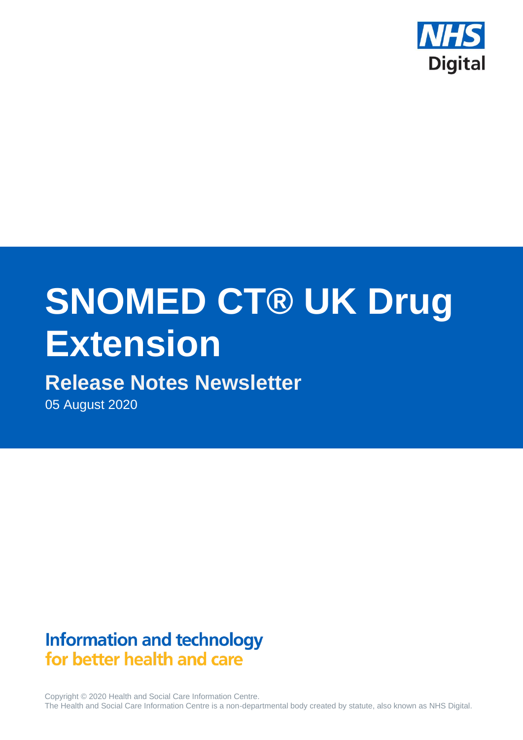NHS Digital

# SNOMED CT® UK Drug Extension

## Release Notes Newsletter

05 August 2020

**Information and technology**
**for better health and care**

Copyright © 2020 Health and Social Care Information Centre.
The Health and Social Care Information Centre is a non-departmental body created by statute, also known as NHS Digital.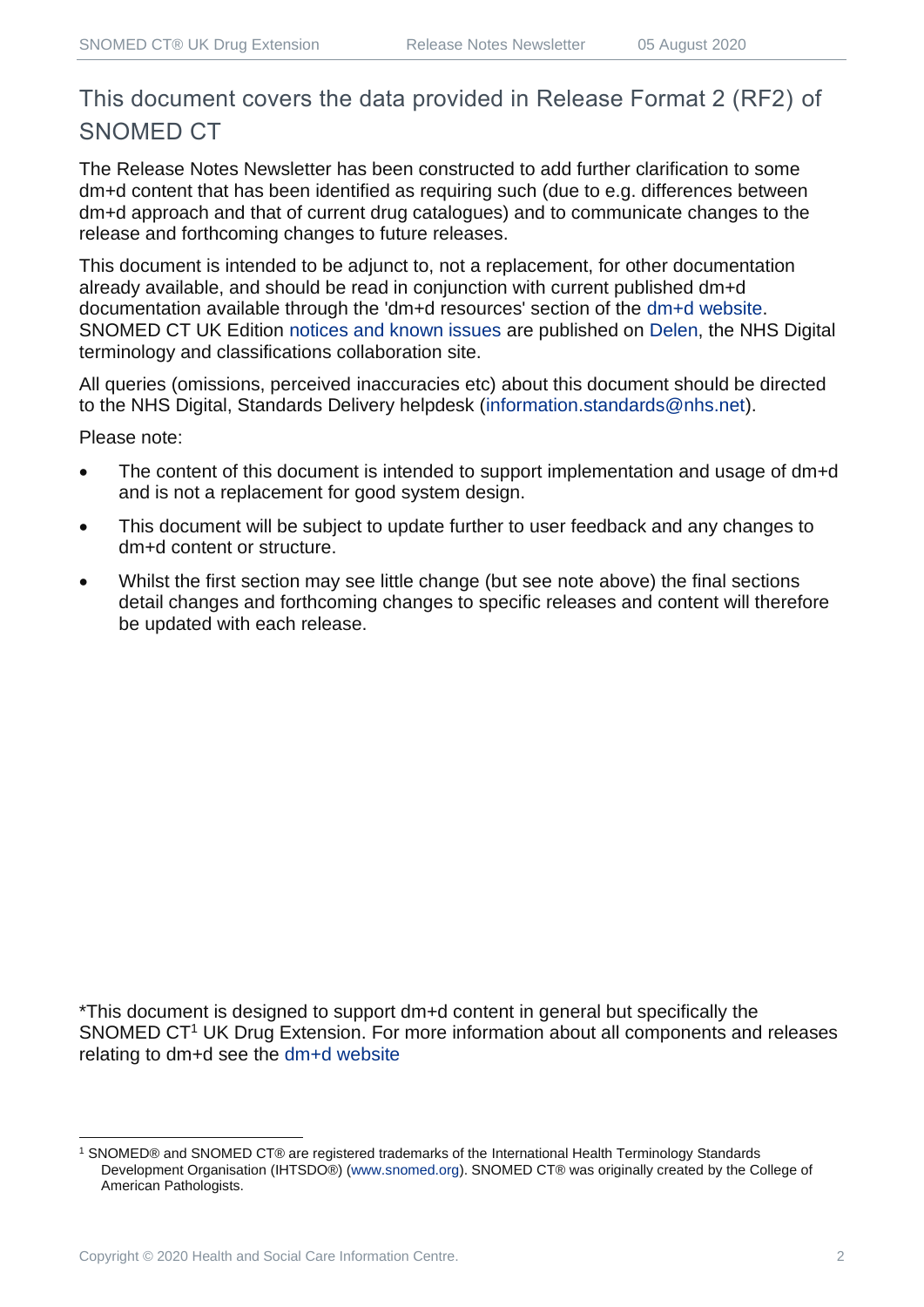## This document covers the data provided in Release Format 2 (RF2) of SNOMED CT

The Release Notes Newsletter has been constructed to add further clarification to some dm+d content that has been identified as requiring such (due to e.g. differences between dm+d approach and that of current drug catalogues) and to communicate changes to the release and forthcoming changes to future releases.

This document is intended to be adjunct to, not a replacement, for other documentation already available, and should be read in conjunction with current published dm+d documentation available through the 'dm+d resources' section of the dm+d website. SNOMED CT UK Edition notices and known issues are published on Delen, the NHS Digital terminology and classifications collaboration site.

All queries (omissions, perceived inaccuracies etc) about this document should be directed to the NHS Digital, Standards Delivery helpdesk (information.standards@nhs.net).

Please note:

- The content of this document is intended to support implementation and usage of dm+d and is not a replacement for good system design.
- This document will be subject to update further to user feedback and any changes to dm+d content or structure.
- Whilst the first section may see little change (but see note above) the final sections detail changes and forthcoming changes to specific releases and content will therefore be updated with each release.

*This document is designed to support dm+d content in general but specifically the SNOMED CT[1] UK Drug Extension. For more information about all components and releases relating to dm+d see the dm+d website

[1] SNOMED® and SNOMED CT® are registered trademarks of the International Health Terminology Standards Development Organisation (IHTSDO®) (www.snomed.org). SNOMED CT® was originally created by the College of American Pathologists.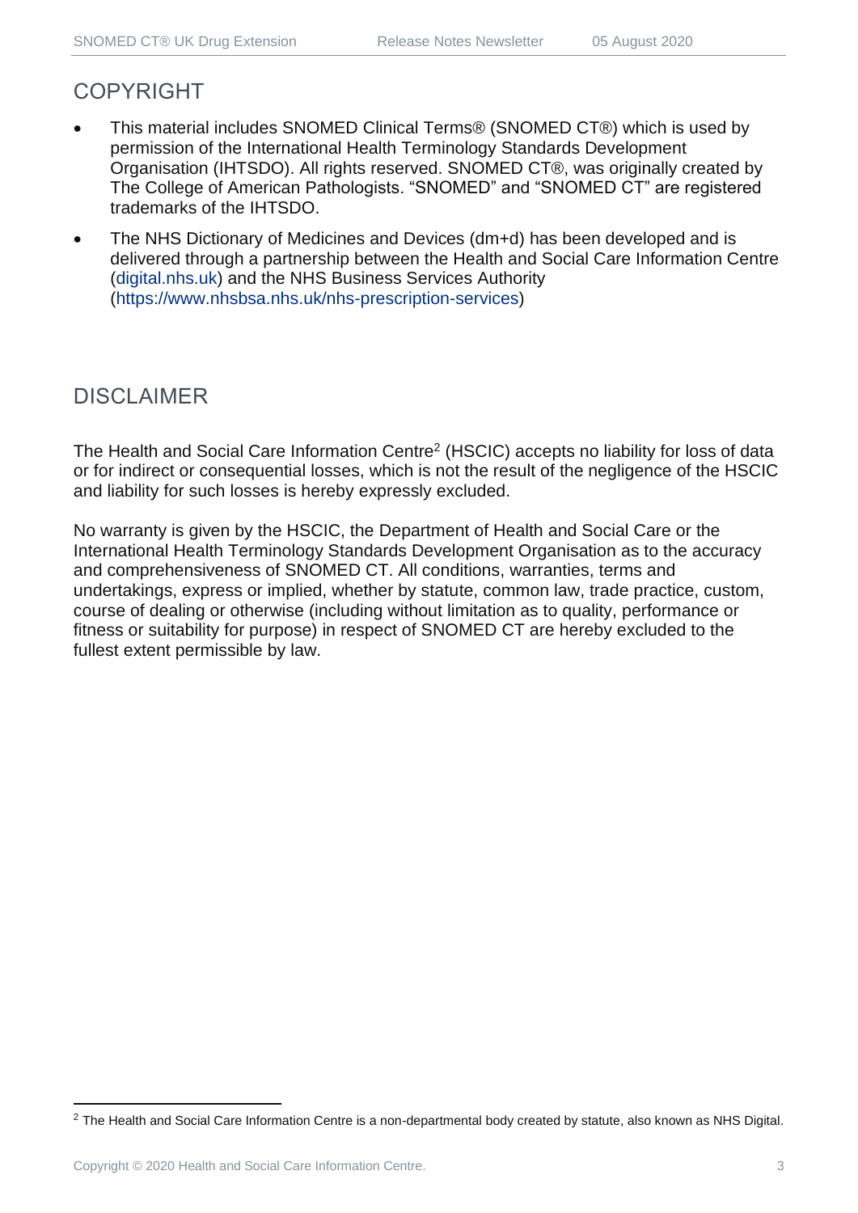## COPYRIGHT

- This material includes SNOMED Clinical Terms® (SNOMED CT®) which is used by permission of the International Health Terminology Standards Development Organisation (IHTSDO). All rights reserved. SNOMED CT®, was originally created by The College of American Pathologists. “SNOMED” and “SNOMED CT” are registered trademarks of the IHTSDO.
- The NHS Dictionary of Medicines and Devices (dm+d) has been developed and is delivered through a partnership between the Health and Social Care Information Centre (digital.nhs.uk) and the NHS Business Services Authority (https://www.nhsbsa.nhs.uk/nhs-prescription-services)

## DISCLAIMER

The Health and Social Care Information Centre[2] (HSCIC) accepts no liability for loss of data or for indirect or consequential losses, which is not the result of the negligence of the HSCIC and liability for such losses is hereby expressly excluded.

No warranty is given by the HSCIC, the Department of Health and Social Care or the International Health Terminology Standards Development Organisation as to the accuracy and comprehensiveness of SNOMED CT. All conditions, warranties, terms and undertakings, express or implied, whether by statute, common law, trade practice, custom, course of dealing or otherwise (including without limitation as to quality, performance or fitness or suitability for purpose) in respect of SNOMED CT are hereby excluded to the fullest extent permissible by law.

[2] The Health and Social Care Information Centre is a non-departmental body created by statute, also known as NHS Digital.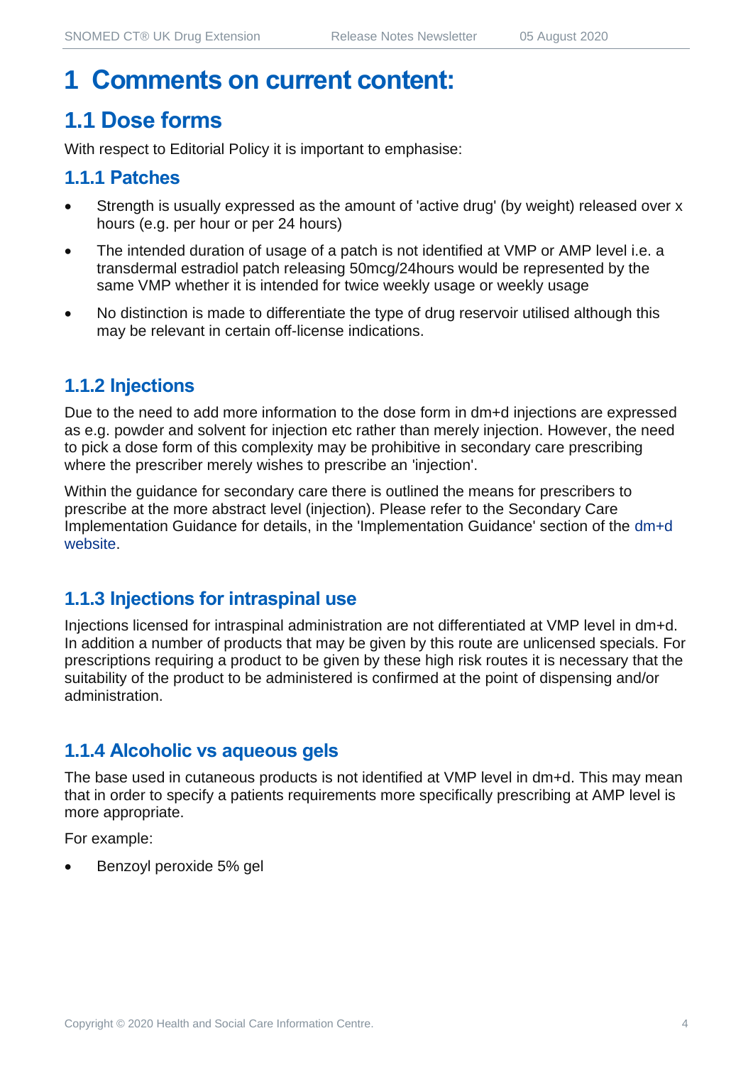# 1 Comments on current content:

## 1.1 Dose forms

With respect to Editorial Policy it is important to emphasise:

### 1.1.1 Patches

- Strength is usually expressed as the amount of 'active drug' (by weight) released over x hours (e.g. per hour or per 24 hours)
- The intended duration of usage of a patch is not identified at VMP or AMP level i.e. a transdermal estradiol patch releasing 50mcg/24hours would be represented by the same VMP whether it is intended for twice weekly usage or weekly usage
- No distinction is made to differentiate the type of drug reservoir utilised although this may be relevant in certain off-license indications.

### 1.1.2 Injections

Due to the need to add more information to the dose form in dm+d injections are expressed as e.g. powder and solvent for injection etc rather than merely injection. However, the need to pick a dose form of this complexity may be prohibitive in secondary care prescribing where the prescriber merely wishes to prescribe an 'injection'.

Within the guidance for secondary care there is outlined the means for prescribers to prescribe at the more abstract level (injection). Please refer to the Secondary Care Implementation Guidance for details, in the 'Implementation Guidance' section of the dm+d website.

### 1.1.3 Injections for intraspinal use

Injections licensed for intraspinal administration are not differentiated at VMP level in dm+d. In addition a number of products that may be given by this route are unlicensed specials. For prescriptions requiring a product to be given by these high risk routes it is necessary that the suitability of the product to be administered is confirmed at the point of dispensing and/or administration.

### 1.1.4 Alcoholic vs aqueous gels

The base used in cutaneous products is not identified at VMP level in dm+d. This may mean that in order to specify a patients requirements more specifically prescribing at AMP level is more appropriate.

For example:

- Benzoyl peroxide 5% gel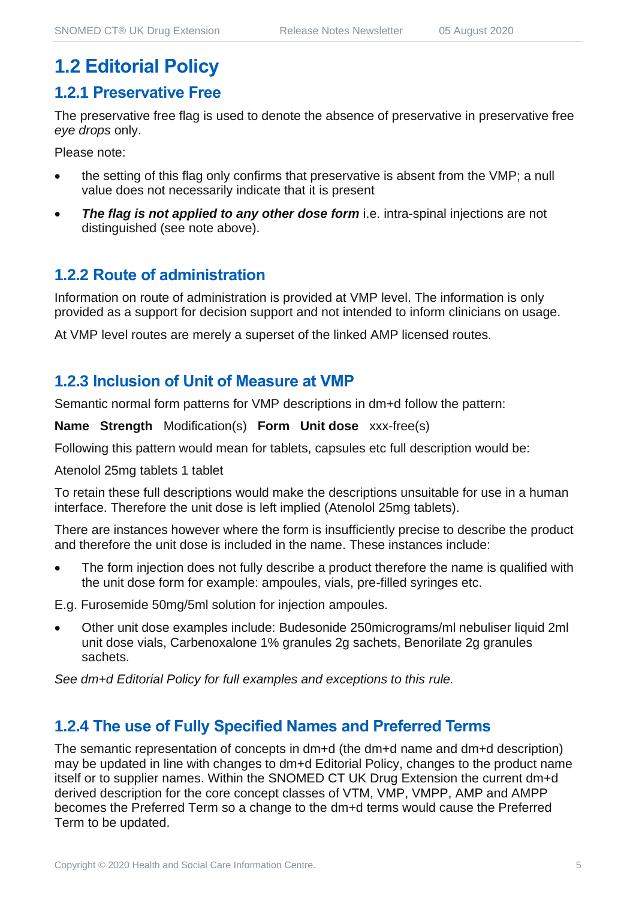# 1.2 Editorial Policy

## 1.2.1 Preservative Free

The preservative free flag is used to denote the absence of preservative in preservative free *eye drops* only.

Please note:

- the setting of this flag only confirms that preservative is absent from the VMP; a null value does not necessarily indicate that it is present
- ***The flag is not applied to any other dose form*** i.e. intra-spinal injections are not distinguished (see note above).

## 1.2.2 Route of administration

Information on route of administration is provided at VMP level. The information is only provided as a support for decision support and not intended to inform clinicians on usage.

At VMP level routes are merely a superset of the linked AMP licensed routes.

## 1.2.3 Inclusion of Unit of Measure at VMP

Semantic normal form patterns for VMP descriptions in dm+d follow the pattern:

**Name Strength** Modification(s) **Form Unit dose** xxx-free(s)

Following this pattern would mean for tablets, capsules etc full description would be:

Atenolol 25mg tablets 1 tablet

To retain these full descriptions would make the descriptions unsuitable for use in a human interface. Therefore the unit dose is left implied (Atenolol 25mg tablets).

There are instances however where the form is insufficiently precise to describe the product and therefore the unit dose is included in the name. These instances include:

- The form injection does not fully describe a product therefore the name is qualified with the unit dose form for example: ampoules, vials, pre-filled syringes etc.

E.g. Furosemide 50mg/5ml solution for injection ampoules.

- Other unit dose examples include: Budesonide 250micrograms/ml nebuliser liquid 2ml unit dose vials, Carbenoxalone 1% granules 2g sachets, Benorilate 2g granules sachets.

*See dm+d Editorial Policy for full examples and exceptions to this rule.*

## 1.2.4 The use of Fully Specified Names and Preferred Terms

The semantic representation of concepts in dm+d (the dm+d name and dm+d description) may be updated in line with changes to dm+d Editorial Policy, changes to the product name itself or to supplier names. Within the SNOMED CT UK Drug Extension the current dm+d derived description for the core concept classes of VTM, VMP, VMPP, AMP and AMPP becomes the Preferred Term so a change to the dm+d terms would cause the Preferred Term to be updated.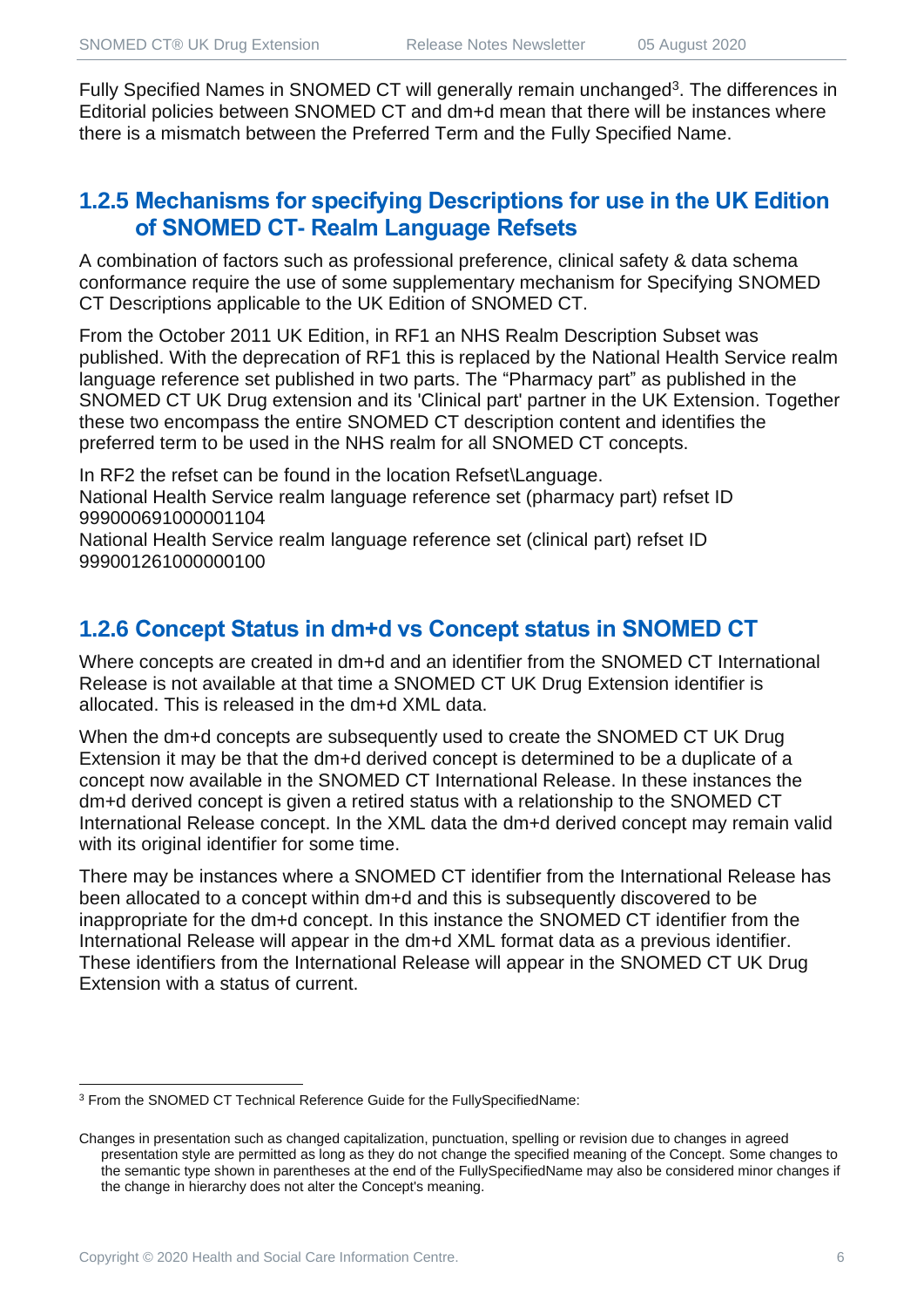Fully Specified Names in SNOMED CT will generally remain unchanged[3]. The differences in Editorial policies between SNOMED CT and dm+d mean that there will be instances where there is a mismatch between the Preferred Term and the Fully Specified Name.

### 1.2.5 Mechanisms for specifying Descriptions for use in the UK Edition of SNOMED CT- Realm Language Refsets

A combination of factors such as professional preference, clinical safety & data schema conformance require the use of some supplementary mechanism for Specifying SNOMED CT Descriptions applicable to the UK Edition of SNOMED CT.

From the October 2011 UK Edition, in RF1 an NHS Realm Description Subset was published. With the deprecation of RF1 this is replaced by the National Health Service realm language reference set published in two parts. The “Pharmacy part” as published in the SNOMED CT UK Drug extension and its 'Clinical part' partner in the UK Extension. Together these two encompass the entire SNOMED CT description content and identifies the preferred term to be used in the NHS realm for all SNOMED CT concepts.

In RF2 the refset can be found in the location Refset\Language.
National Health Service realm language reference set (pharmacy part) refset ID 999000691000001104
National Health Service realm language reference set (clinical part) refset ID 999001261000000100

### 1.2.6 Concept Status in dm+d vs Concept status in SNOMED CT

Where concepts are created in dm+d and an identifier from the SNOMED CT International Release is not available at that time a SNOMED CT UK Drug Extension identifier is allocated. This is released in the dm+d XML data.

When the dm+d concepts are subsequently used to create the SNOMED CT UK Drug Extension it may be that the dm+d derived concept is determined to be a duplicate of a concept now available in the SNOMED CT International Release. In these instances the dm+d derived concept is given a retired status with a relationship to the SNOMED CT International Release concept. In the XML data the dm+d derived concept may remain valid with its original identifier for some time.

There may be instances where a SNOMED CT identifier from the International Release has been allocated to a concept within dm+d and this is subsequently discovered to be inappropriate for the dm+d concept. In this instance the SNOMED CT identifier from the International Release will appear in the dm+d XML format data as a previous identifier. These identifiers from the International Release will appear in the SNOMED CT UK Drug Extension with a status of current.

---

[3] From the SNOMED CT Technical Reference Guide for the FullySpecifiedName:

Changes in presentation such as changed capitalization, punctuation, spelling or revision due to changes in agreed presentation style are permitted as long as they do not change the specified meaning of the Concept. Some changes to the semantic type shown in parentheses at the end of the FullySpecifiedName may also be considered minor changes if the change in hierarchy does not alter the Concept's meaning.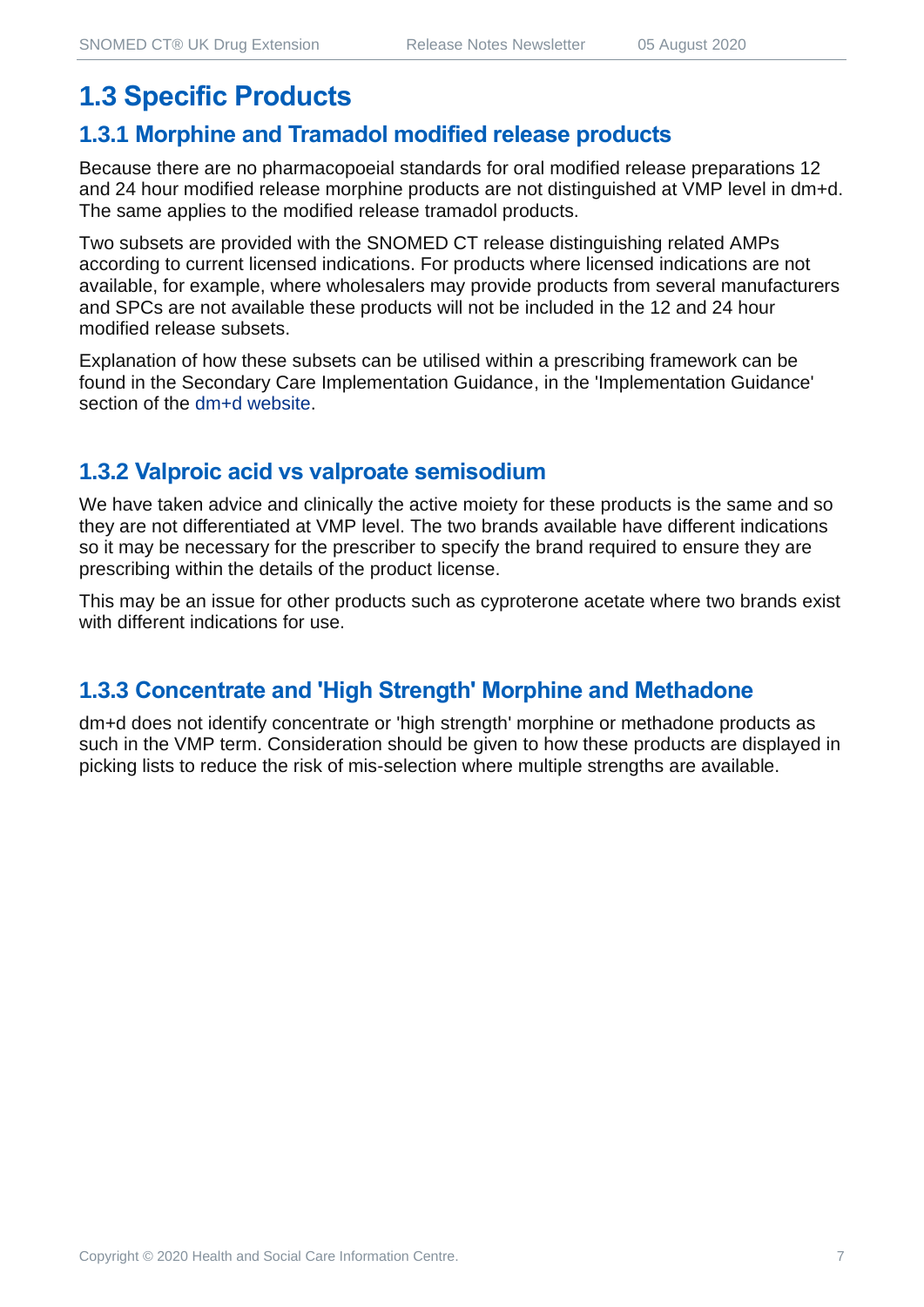## 1.3 Specific Products

### 1.3.1 Morphine and Tramadol modified release products

Because there are no pharmacopoeial standards for oral modified release preparations 12 and 24 hour modified release morphine products are not distinguished at VMP level in dm+d. The same applies to the modified release tramadol products.

Two subsets are provided with the SNOMED CT release distinguishing related AMPs according to current licensed indications. For products where licensed indications are not available, for example, where wholesalers may provide products from several manufacturers and SPCs are not available these products will not be included in the 12 and 24 hour modified release subsets.

Explanation of how these subsets can be utilised within a prescribing framework can be found in the Secondary Care Implementation Guidance, in the 'Implementation Guidance' section of the dm+d website.

### 1.3.2 Valproic acid vs valproate semisodium

We have taken advice and clinically the active moiety for these products is the same and so they are not differentiated at VMP level. The two brands available have different indications so it may be necessary for the prescriber to specify the brand required to ensure they are prescribing within the details of the product license.

This may be an issue for other products such as cyproterone acetate where two brands exist with different indications for use.

### 1.3.3 Concentrate and 'High Strength' Morphine and Methadone

dm+d does not identify concentrate or 'high strength' morphine or methadone products as such in the VMP term. Consideration should be given to how these products are displayed in picking lists to reduce the risk of mis-selection where multiple strengths are available.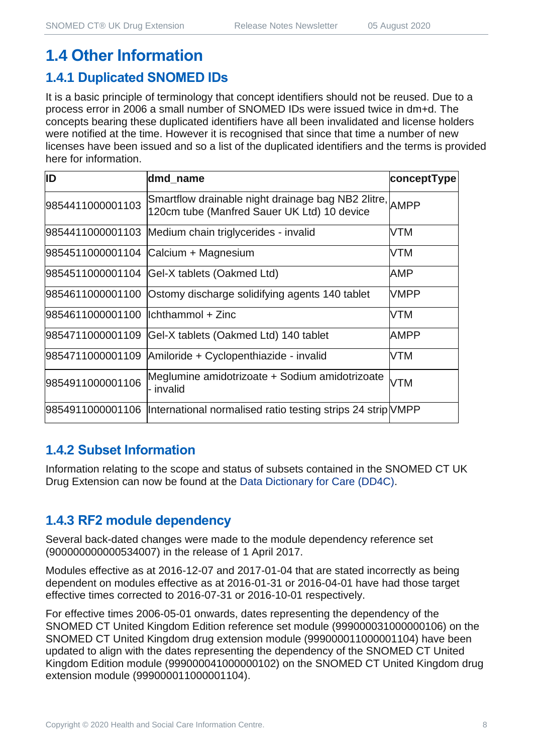## 1.4 Other Information

### 1.4.1 Duplicated SNOMED IDs

It is a basic principle of terminology that concept identifiers should not be reused. Due to a process error in 2006 a small number of SNOMED IDs were issued twice in dm+d. The concepts bearing these duplicated identifiers have all been invalidated and license holders were notified at the time. However it is recognised that since that time a number of new licenses have been issued and so a list of the duplicated identifiers and the terms is provided here for information.

| ID | dmd_name | conceptType |
|---|---|---|
| 9854411000001103 | Smartflow drainable night drainage bag NB2 2litre, 120cm tube (Manfred Sauer UK Ltd) 10 device | AMPP |
| 9854411000001103 | Medium chain triglycerides - invalid | VTM |
| 9854511000001104 | Calcium + Magnesium | VTM |
| 9854511000001104 | Gel-X tablets (Oakmed Ltd) | AMP |
| 9854611000001100 | Ostomy discharge solidifying agents 140 tablet | VMPP |
| 9854611000001100 | Ichthammol + Zinc | VTM |
| 9854711000001109 | Gel-X tablets (Oakmed Ltd) 140 tablet | AMPP |
| 9854711000001109 | Amiloride + Cyclopenthiazide - invalid | VTM |
| 9854911000001106 | Meglumine amidotrizoate + Sodium amidotrizoate - invalid | VTM |
| 9854911000001106 | International normalised ratio testing strips 24 strip | VMPP |

### 1.4.2 Subset Information

Information relating to the scope and status of subsets contained in the SNOMED CT UK Drug Extension can now be found at the Data Dictionary for Care (DD4C).

### 1.4.3 RF2 module dependency

Several back-dated changes were made to the module dependency reference set (900000000000534007) in the release of 1 April 2017.

Modules effective as at 2016-12-07 and 2017-01-04 that are stated incorrectly as being dependent on modules effective as at 2016-01-31 or 2016-04-01 have had those target effective times corrected to 2016-07-31 or 2016-10-01 respectively.

For effective times 2006-05-01 onwards, dates representing the dependency of the SNOMED CT United Kingdom Edition reference set module (999000031000000106) on the SNOMED CT United Kingdom drug extension module (999000011000001104) have been updated to align with the dates representing the dependency of the SNOMED CT United Kingdom Edition module (999000041000000102) on the SNOMED CT United Kingdom drug extension module (999000011000001104).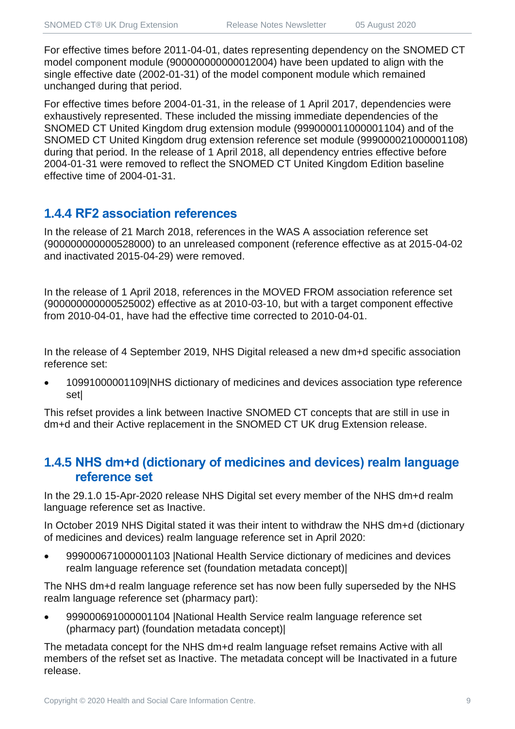For effective times before 2011-04-01, dates representing dependency on the SNOMED CT model component module (900000000000012004) have been updated to align with the single effective date (2002-01-31) of the model component module which remained unchanged during that period.

For effective times before 2004-01-31, in the release of 1 April 2017, dependencies were exhaustively represented. These included the missing immediate dependencies of the SNOMED CT United Kingdom drug extension module (999000011000001104) and of the SNOMED CT United Kingdom drug extension reference set module (999000021000001108) during that period. In the release of 1 April 2018, all dependency entries effective before 2004-01-31 were removed to reflect the SNOMED CT United Kingdom Edition baseline effective time of 2004-01-31.

### 1.4.4 RF2 association references

In the release of 21 March 2018, references in the WAS A association reference set (900000000000528000) to an unreleased component (reference effective as at 2015-04-02 and inactivated 2015-04-29) were removed.

In the release of 1 April 2018, references in the MOVED FROM association reference set (900000000000525002) effective as at 2010-03-10, but with a target component effective from 2010-04-01, have had the effective time corrected to 2010-04-01.

In the release of 4 September 2019, NHS Digital released a new dm+d specific association reference set:

- 10991000001109|NHS dictionary of medicines and devices association type reference set|

This refset provides a link between Inactive SNOMED CT concepts that are still in use in dm+d and their Active replacement in the SNOMED CT UK drug Extension release.

### 1.4.5 NHS dm+d (dictionary of medicines and devices) realm language reference set

In the 29.1.0 15-Apr-2020 release NHS Digital set every member of the NHS dm+d realm language reference set as Inactive.

In October 2019 NHS Digital stated it was their intent to withdraw the NHS dm+d (dictionary of medicines and devices) realm language reference set in April 2020:

- 999000671000001103 |National Health Service dictionary of medicines and devices realm language reference set (foundation metadata concept)|

The NHS dm+d realm language reference set has now been fully superseded by the NHS realm language reference set (pharmacy part):

- 999000691000001104 |National Health Service realm language reference set (pharmacy part) (foundation metadata concept)|

The metadata concept for the NHS dm+d realm language refset remains Active with all members of the refset set as Inactive. The metadata concept will be Inactivated in a future release.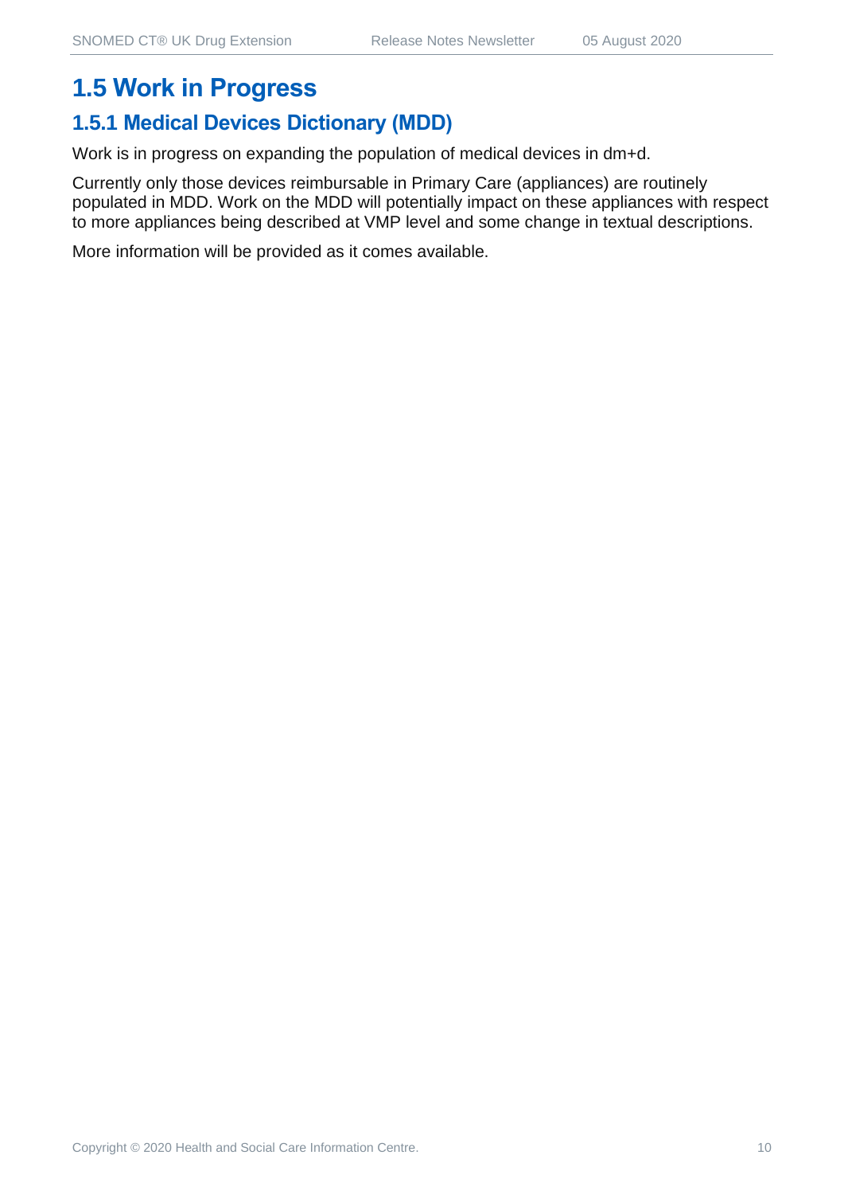## 1.5 Work in Progress

### 1.5.1 Medical Devices Dictionary (MDD)

Work is in progress on expanding the population of medical devices in dm+d.

Currently only those devices reimbursable in Primary Care (appliances) are routinely populated in MDD. Work on the MDD will potentially impact on these appliances with respect to more appliances being described at VMP level and some change in textual descriptions.

More information will be provided as it comes available.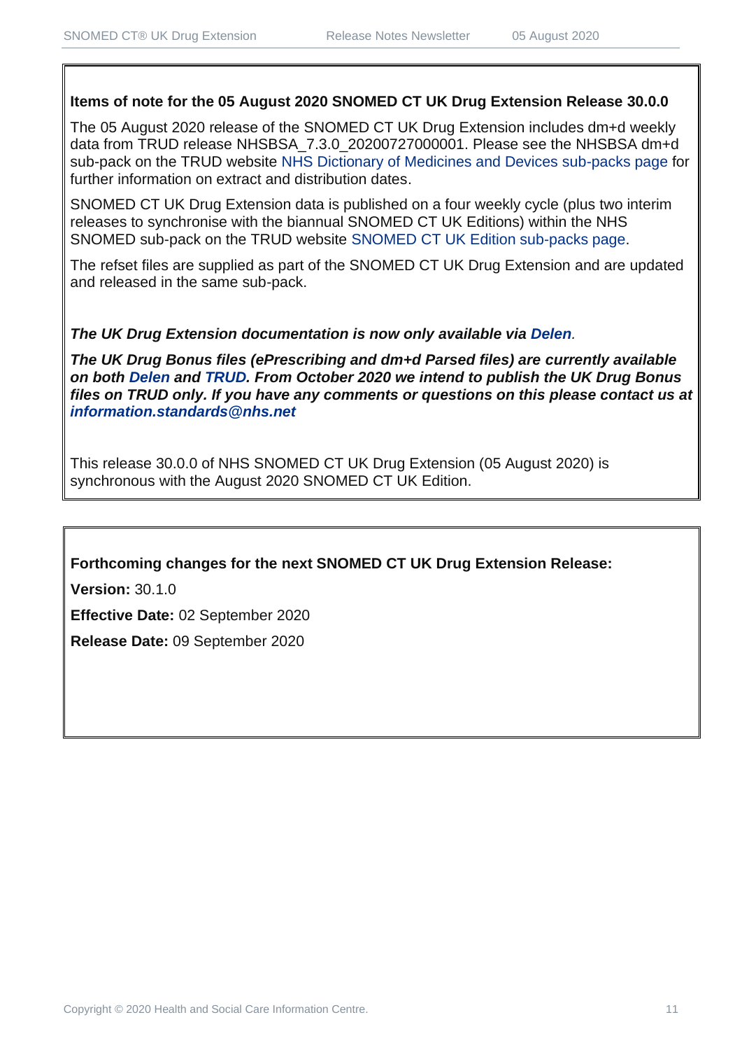**Items of note for the 05 August 2020 SNOMED CT UK Drug Extension Release 30.0.0**

The 05 August 2020 release of the SNOMED CT UK Drug Extension includes dm+d weekly data from TRUD release NHSBSA_7.3.0_20200727000001. Please see the NHSBSA dm+d sub-pack on the TRUD website NHS Dictionary of Medicines and Devices sub-packs page for further information on extract and distribution dates.

SNOMED CT UK Drug Extension data is published on a four weekly cycle (plus two interim releases to synchronise with the biannual SNOMED CT UK Editions) within the NHS SNOMED sub-pack on the TRUD website SNOMED CT UK Edition sub-packs page.

The refset files are supplied as part of the SNOMED CT UK Drug Extension and are updated and released in the same sub-pack.

***The UK Drug Extension documentation is now only available via Delen.***

***The UK Drug Bonus files (ePrescribing and dm+d Parsed files) are currently available on both Delen and TRUD. From October 2020 we intend to publish the UK Drug Bonus files on TRUD only. If you have any comments or questions on this please contact us at information.standards@nhs.net***

This release 30.0.0 of NHS SNOMED CT UK Drug Extension (05 August 2020) is synchronous with the August 2020 SNOMED CT UK Edition.

**Forthcoming changes for the next SNOMED CT UK Drug Extension Release:**

**Version:** 30.1.0

**Effective Date:** 02 September 2020

**Release Date:** 09 September 2020